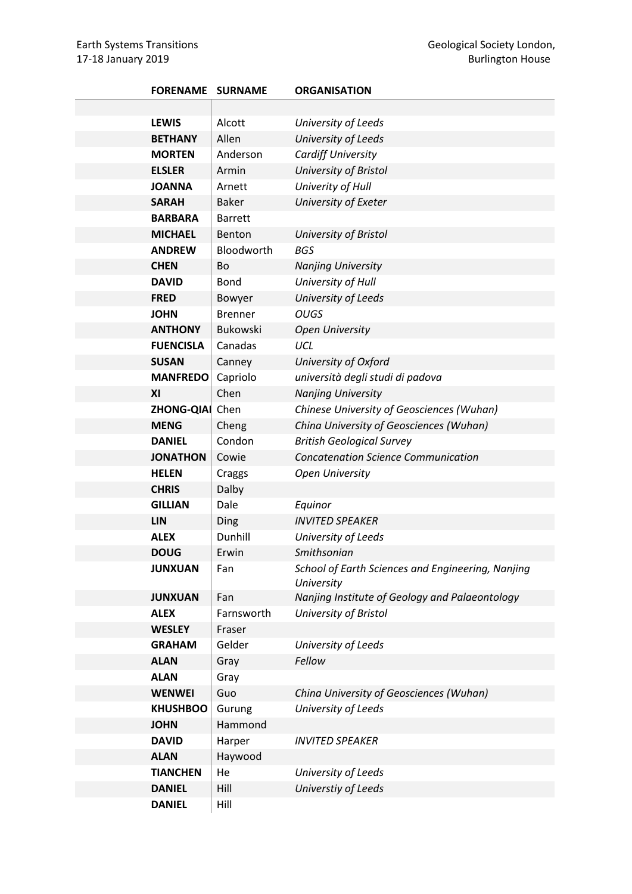| FORENAME | SURNAME | ORGANISATION |
|---|---|---|
| | | |
| **LEWIS** | Alcott | *University of Leeds* |
| **BETHANY** | Allen | *University of Leeds* |
| **MORTEN** | Anderson | *Cardiff University* |
| **ELSLER** | Armin | *University of Bristol* |
| **JOANNA** | Arnett | *Univerity of Hull* |
| **SARAH** | Baker | *University of Exeter* |
| **BARBARA** | Barrett | |
| **MICHAEL** | Benton | *University of Bristol* |
| **ANDREW** | Bloodworth | *BGS* |
| **CHEN** | Bo | *Nanjing University* |
| **DAVID** | Bond | *University of Hull* |
| **FRED** | Bowyer | *University of Leeds* |
| **JOHN** | Brenner | *OUGS* |
| **ANTHONY** | Bukowski | *Open University* |
| **FUENCISLA** | Canadas | *UCL* |
| **SUSAN** | Canney | *University of Oxford* |
| **MANFREDO** | Capriolo | *università degli studi di padova* |
| **XI** | Chen | *Nanjing University* |
| **ZHONG-QIAI** | Chen | *Chinese University of Geosciences (Wuhan)* |
| **MENG** | Cheng | *China University of Geosciences (Wuhan)* |
| **DANIEL** | Condon | *British Geological Survey* |
| **JONATHON** | Cowie | *Concatenation Science Communication* |
| **HELEN** | Craggs | *Open University* |
| **CHRIS** | Dalby | |
| **GILLIAN** | Dale | *Equinor* |
| **LIN** | Ding | *INVITED SPEAKER* |
| **ALEX** | Dunhill | *University of Leeds* |
| **DOUG** | Erwin | *Smithsonian* |
| **JUNXUAN** | Fan | *School of Earth Sciences and Engineering, Nanjing University* |
| **JUNXUAN** | Fan | *Nanjing Institute of Geology and Palaeontology* |
| **ALEX** | Farnsworth | *University of Bristol* |
| **WESLEY** | Fraser | |
| **GRAHAM** | Gelder | *University of Leeds* |
| **ALAN** | Gray | *Fellow* |
| **ALAN** | Gray | |
| **WENWEI** | Guo | *China University of Geosciences (Wuhan)* |
| **KHUSHBOO** | Gurung | *University of Leeds* |
| **JOHN** | Hammond | |
| **DAVID** | Harper | *INVITED SPEAKER* |
| **ALAN** | Haywood | |
| **TIANCHEN** | He | *University of Leeds* |
| **DANIEL** | Hill | *Universtiy of Leeds* |
| **DANIEL** | Hill | |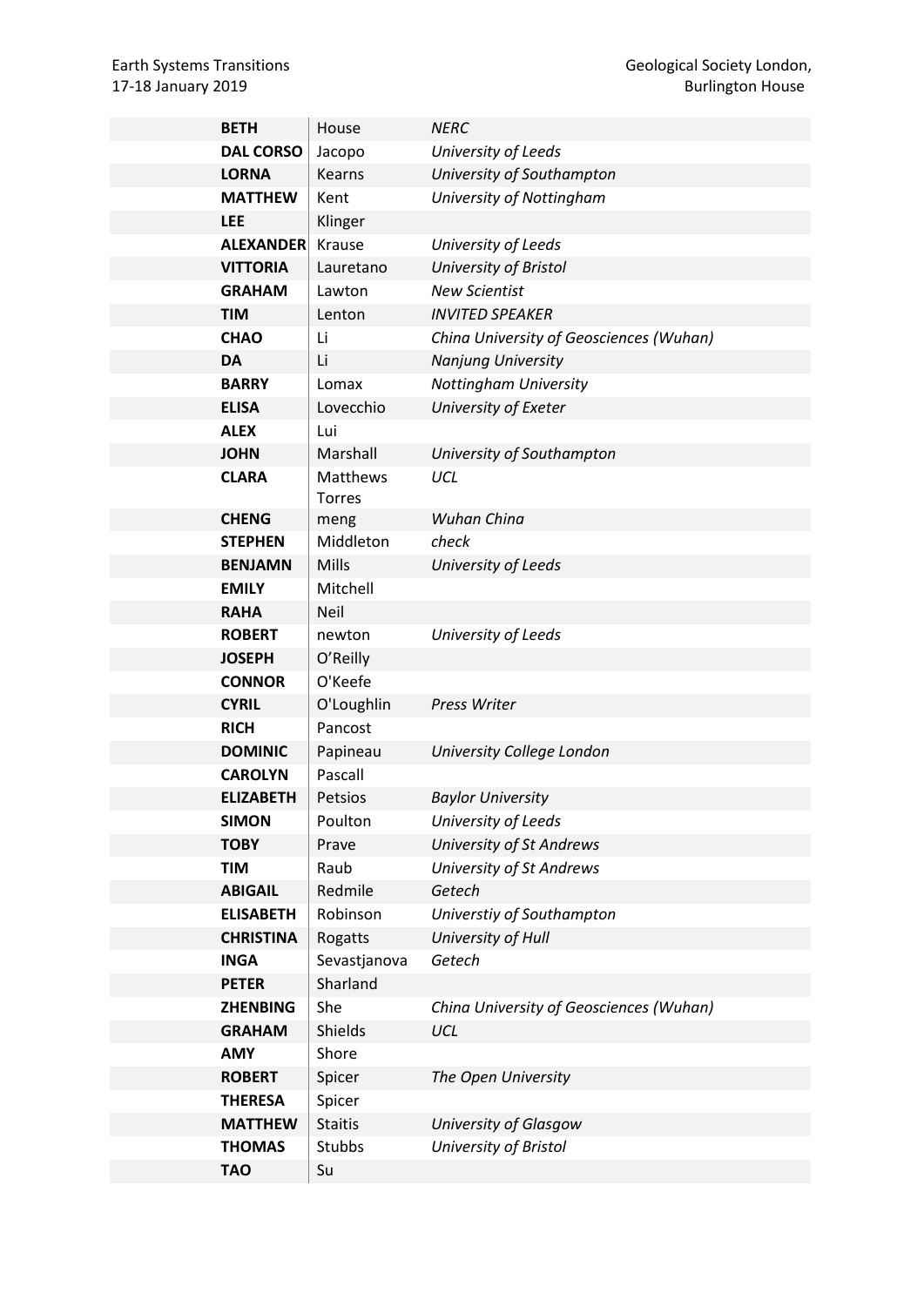| | | |
|---|---|---|
| **BETH** | House | *NERC* |
| **DAL CORSO** | Jacopo | *University of Leeds* |
| **LORNA** | Kearns | *University of Southampton* |
| **MATTHEW** | Kent | *University of Nottingham* |
| **LEE** | Klinger | |
| **ALEXANDER** | Krause | *University of Leeds* |
| **VITTORIA** | Lauretano | *University of Bristol* |
| **GRAHAM** | Lawton | *New Scientist* |
| **TIM** | Lenton | *INVITED SPEAKER* |
| **CHAO** | Li | *China University of Geosciences (Wuhan)* |
| **DA** | Li | *Nanjung University* |
| **BARRY** | Lomax | *Nottingham University* |
| **ELISA** | Lovecchio | *University of Exeter* |
| **ALEX** | Lui | |
| **JOHN** | Marshall | *University of Southampton* |
| **CLARA** | Matthews Torres | *UCL* |
| **CHENG** | meng | *Wuhan China* |
| **STEPHEN** | Middleton | *check* |
| **BENJAMN** | Mills | *University of Leeds* |
| **EMILY** | Mitchell | |
| **RAHA** | Neil | |
| **ROBERT** | newton | *University of Leeds* |
| **JOSEPH** | O'Reilly | |
| **CONNOR** | O'Keefe | |
| **CYRIL** | O'Loughlin | *Press Writer* |
| **RICH** | Pancost | |
| **DOMINIC** | Papineau | *University College London* |
| **CAROLYN** | Pascall | |
| **ELIZABETH** | Petsios | *Baylor University* |
| **SIMON** | Poulton | *University of Leeds* |
| **TOBY** | Prave | *University of St Andrews* |
| **TIM** | Raub | *University of St Andrews* |
| **ABIGAIL** | Redmile | *Getech* |
| **ELISABETH** | Robinson | *Universtiy of Southampton* |
| **CHRISTINA** | Rogatts | *University of Hull* |
| **INGA** | Sevastjanova | *Getech* |
| **PETER** | Sharland | |
| **ZHENBING** | She | *China University of Geosciences (Wuhan)* |
| **GRAHAM** | Shields | *UCL* |
| **AMY** | Shore | |
| **ROBERT** | Spicer | *The Open University* |
| **THERESA** | Spicer | |
| **MATTHEW** | Staitis | *University of Glasgow* |
| **THOMAS** | Stubbs | *University of Bristol* |
| **TAO** | Su | |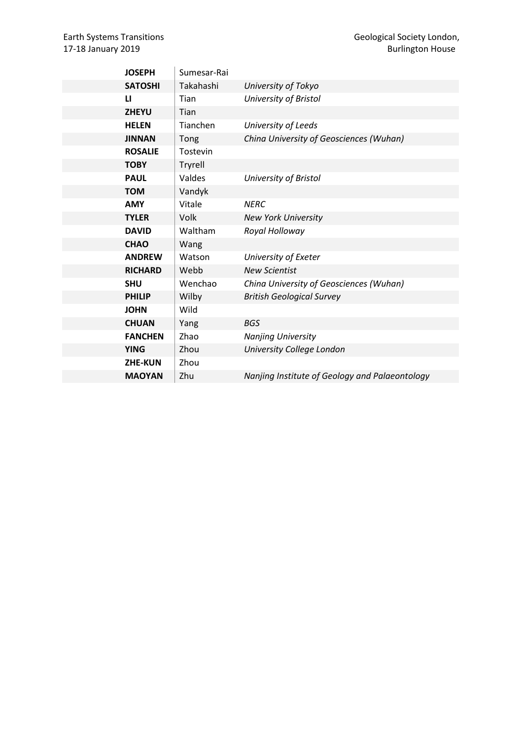| | | |
|---|---|---|
| **JOSEPH** | Sumesar-Rai | |
| **SATOSHI** | Takahashi | *University of Tokyo* |
| **LI** | Tian | *University of Bristol* |
| **ZHEYU** | Tian | |
| **HELEN** | Tianchen | *University of Leeds* |
| **JINNAN** | Tong | *China University of Geosciences (Wuhan)* |
| **ROSALIE** | Tostevin | |
| **TOBY** | Tryrell | |
| **PAUL** | Valdes | *University of Bristol* |
| **TOM** | Vandyk | |
| **AMY** | Vitale | *NERC* |
| **TYLER** | Volk | *New York University* |
| **DAVID** | Waltham | *Royal Holloway* |
| **CHAO** | Wang | |
| **ANDREW** | Watson | *University of Exeter* |
| **RICHARD** | Webb | *New Scientist* |
| **SHU** | Wenchao | *China University of Geosciences (Wuhan)* |
| **PHILIP** | Wilby | *British Geological Survey* |
| **JOHN** | Wild | |
| **CHUAN** | Yang | *BGS* |
| **FANCHEN** | Zhao | *Nanjing University* |
| **YING** | Zhou | *University College London* |
| **ZHE-KUN** | Zhou | |
| **MAOYAN** | Zhu | *Nanjing Institute of Geology and Palaeontology* |